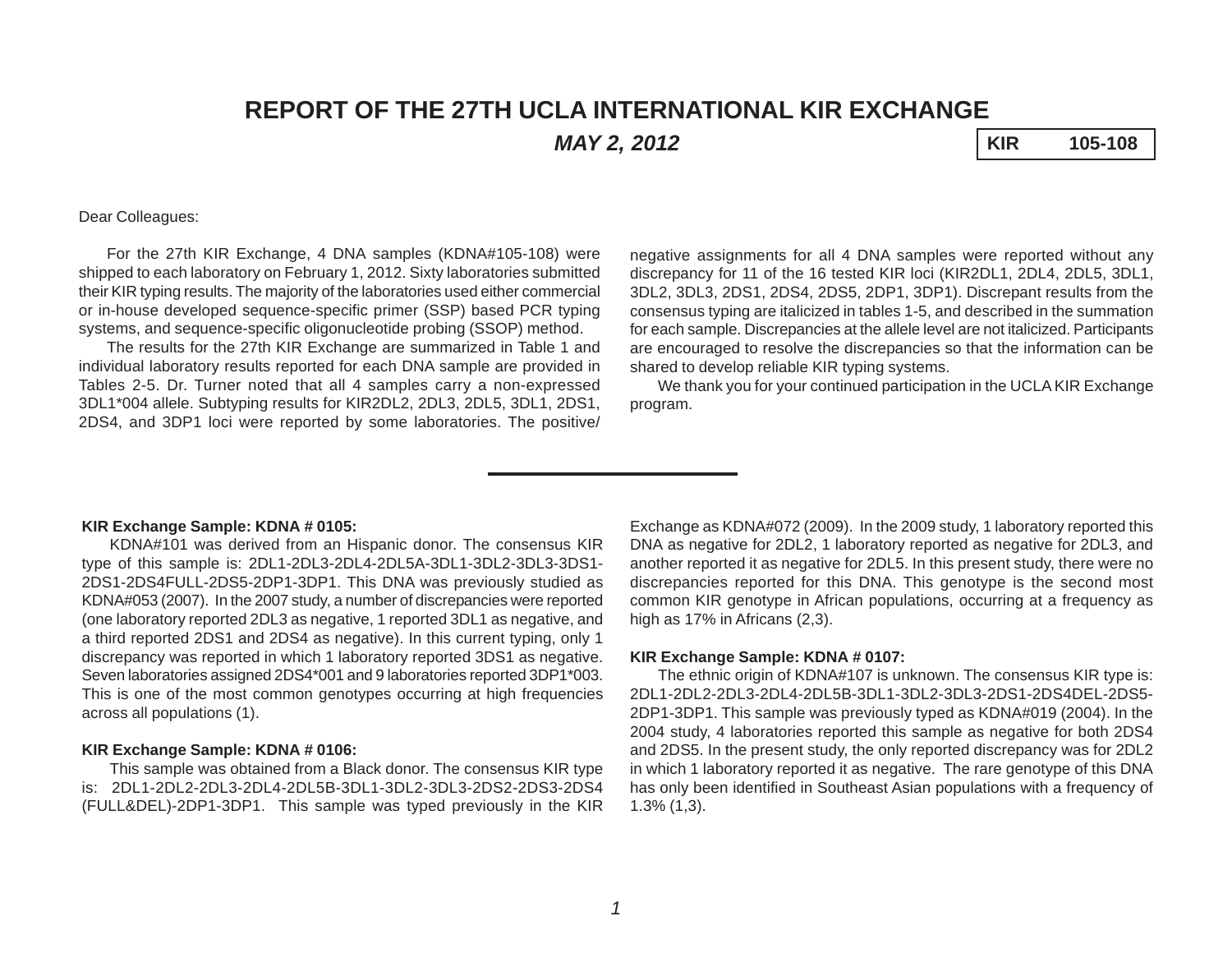# REPORT OF THE 27TH UCLA INTERNATIONAL KIR EXCHANGE

***MAY 2, 2012***

| KIR | 105-108 |
|---|---|

Dear Colleagues:

For the 27th KIR Exchange, 4 DNA samples (KDNA#105-108) were shipped to each laboratory on February 1, 2012. Sixty laboratories submitted their KIR typing results. The majority of the laboratories used either commercial or in-house developed sequence-specific primer (SSP) based PCR typing systems, and sequence-specific oligonucleotide probing (SSOP) method.

The results for the 27th KIR Exchange are summarized in Table 1 and individual laboratory results reported for each DNA sample are provided in Tables 2-5. Dr. Turner noted that all 4 samples carry a non-expressed 3DL1*004 allele. Subtyping results for KIR2DL2, 2DL3, 2DL5, 3DL1, 2DS1, 2DS4, and 3DP1 loci were reported by some laboratories. The positive/negative assignments for all 4 DNA samples were reported without any discrepancy for 11 of the 16 tested KIR loci (KIR2DL1, 2DL4, 2DL5, 3DL1, 3DL2, 3DL3, 2DS1, 2DS4, 2DS5, 2DP1, 3DP1). Discrepant results from the consensus typing are italicized in tables 1-5, and described in the summation for each sample. Discrepancies at the allele level are not italicized. Participants are encouraged to resolve the discrepancies so that the information can be shared to develop reliable KIR typing systems.

We thank you for your continued participation in the UCLA KIR Exchange program.

---

**KIR Exchange Sample: KDNA # 0105:**

KDNA#101 was derived from an Hispanic donor. The consensus KIR type of this sample is: 2DL1-2DL3-2DL4-2DL5A-3DL1-3DL2-3DL3-3DS1-2DS1-2DS4FULL-2DS5-2DP1-3DP1. This DNA was previously studied as KDNA#053 (2007). In the 2007 study, a number of discrepancies were reported (one laboratory reported 2DL3 as negative, 1 reported 3DL1 as negative, and a third reported 2DS1 and 2DS4 as negative). In this current typing, only 1 discrepancy was reported in which 1 laboratory reported 3DS1 as negative. Seven laboratories assigned 2DS4*001 and 9 laboratories reported 3DP1*003. This is one of the most common genotypes occurring at high frequencies across all populations (1).

**KIR Exchange Sample: KDNA # 0106:**

This sample was obtained from a Black donor. The consensus KIR type is: 2DL1-2DL2-2DL3-2DL4-2DL5B-3DL1-3DL2-3DL3-2DS2-2DS3-2DS4 (FULL&DEL)-2DP1-3DP1. This sample was typed previously in the KIR Exchange as KDNA#072 (2009). In the 2009 study, 1 laboratory reported this DNA as negative for 2DL2, 1 laboratory reported as negative for 2DL3, and another reported it as negative for 2DL5. In this present study, there were no discrepancies reported for this DNA. This genotype is the second most common KIR genotype in African populations, occurring at a frequency as high as 17% in Africans (2,3).

**KIR Exchange Sample: KDNA # 0107:**

The ethnic origin of KDNA#107 is unknown. The consensus KIR type is: 2DL1-2DL2-2DL3-2DL4-2DL5B-3DL1-3DL2-3DL3-2DS1-2DS4DEL-2DS5-2DP1-3DP1. This sample was previously typed as KDNA#019 (2004). In the 2004 study, 4 laboratories reported this sample as negative for both 2DS4 and 2DS5. In the present study, the only reported discrepancy was for 2DL2 in which 1 laboratory reported it as negative. The rare genotype of this DNA has only been identified in Southeast Asian populations with a frequency of 1.3% (1,3).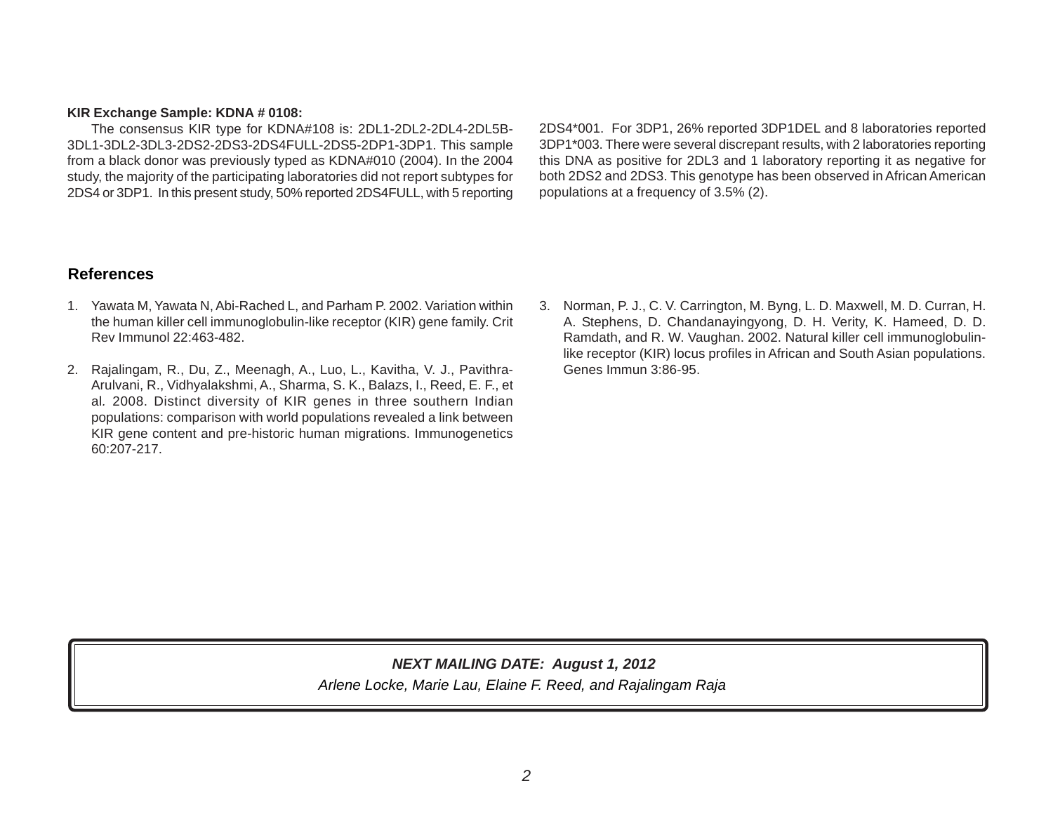**KIR Exchange Sample: KDNA # 0108:**

The consensus KIR type for KDNA#108 is: 2DL1-2DL2-2DL4-2DL5B-3DL1-3DL2-3DL3-2DS2-2DS3-2DS4FULL-2DS5-2DP1-3DP1. This sample from a black donor was previously typed as KDNA#010 (2004). In the 2004 study, the majority of the participating laboratories did not report subtypes for 2DS4 or 3DP1. In this present study, 50% reported 2DS4FULL, with 5 reporting 2DS4*001. For 3DP1, 26% reported 3DP1DEL and 8 laboratories reported 3DP1*003. There were several discrepant results, with 2 laboratories reporting this DNA as positive for 2DL3 and 1 laboratory reporting it as negative for both 2DS2 and 2DS3. This genotype has been observed in African American populations at a frequency of 3.5% (2).

## References

1. Yawata M, Yawata N, Abi-Rached L, and Parham P. 2002. Variation within the human killer cell immunoglobulin-like receptor (KIR) gene family. Crit Rev Immunol 22:463-482.

2. Rajalingam, R., Du, Z., Meenagh, A., Luo, L., Kavitha, V. J., Pavithra-Arulvani, R., Vidhyalakshmi, A., Sharma, S. K., Balazs, I., Reed, E. F., et al. 2008. Distinct diversity of KIR genes in three southern Indian populations: comparison with world populations revealed a link between KIR gene content and pre-historic human migrations. Immunogenetics 60:207-217.

3. Norman, P. J., C. V. Carrington, M. Byng, L. D. Maxwell, M. D. Curran, H. A. Stephens, D. Chandanayingyong, D. H. Verity, K. Hameed, D. D. Ramdath, and R. W. Vaughan. 2002. Natural killer cell immunoglobulin-like receptor (KIR) locus profiles in African and South Asian populations. Genes Immun 3:86-95.

***NEXT MAILING DATE: August 1, 2012***

*Arlene Locke, Marie Lau, Elaine F. Reed, and Rajalingam Raja*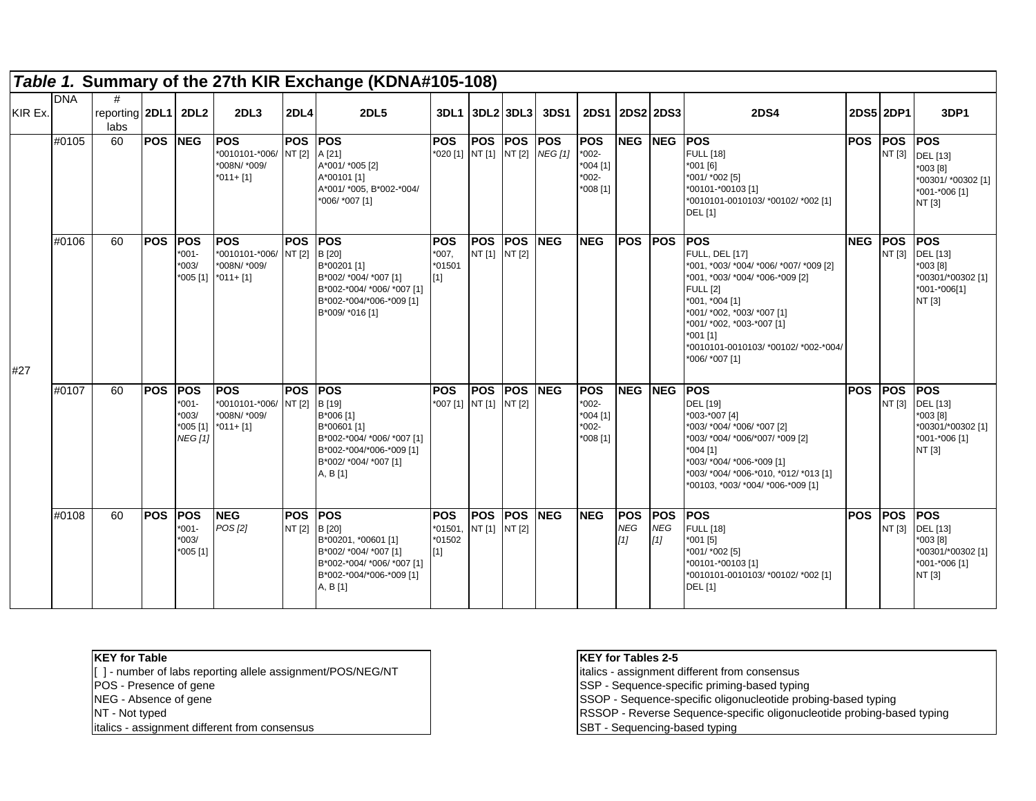## *Table 1.* Summary of the 27th KIR Exchange (KDNA#105-108)

| KIR Ex. | DNA | # reporting labs | 2DL1 | 2DL2 | 2DL3 | 2DL4 | 2DL5 | 3DL1 | 3DL2 | 3DL3 | 3DS1 | 2DS1 | 2DS2 | 2DS3 | 2DS4 | 2DS5 | 2DP1 | 3DP1 |
|---|---|---|---|---|---|---|---|---|---|---|---|---|---|---|---|---|---|---|
| #27 | #0105 | 60 | **POS** | **NEG** | **POS**<br>*0010101-*006/ *008N/ *009/ *011+ [1] | **POS**<br>NT [2] | **POS**<br>A [21]<br>A*001/ *005 [2]<br>A*00101 [1]<br>A*001/ *005, B*002-*004/ *006/ *007 [1] | **POS**<br>*020 [1] | **POS**<br>NT [1] | **POS**<br>NT [2] | **POS**<br>*NEG [1]* | **POS**<br>*002-*004 [1]<br>*002-*008 [1] | **NEG** | **NEG** | **POS**<br>FULL [18]<br>*001 [6]<br>*001/ *002 [5]<br>*00101-*00103 [1]<br>*0010101-0010103/ *00102/ *002 [1]<br>DEL [1] | **POS** | **POS**<br>NT [3] | **POS**<br>DEL [13]<br>*003 [8]<br>*00301/ *00302 [1]<br>*001-*006 [1]<br>NT [3] |
| | #0106 | 60 | **POS** | **POS**<br>*001-*003/ *005 [1] | **POS**<br>*0010101-*006/ *008N/ *009/ *011+ [1] | **POS**<br>NT [2] | **POS**<br>B [20]<br>B*00201 [1]<br>B*002/ *004/ *007 [1]<br>B*002-*004/ *006/ *007 [1]<br>B*002-*004/*006-*009 [1]<br>B*009/ *016 [1] | **POS**<br>*007, *01501 [1] | **POS**<br>NT [1] | **POS**<br>NT [2] | **NEG** | **NEG** | **POS** | **POS** | **POS**<br>FULL, DEL [17]<br>*001, *003/ *004/ *006/ *007/ *009 [2]<br>*001, *003/ *004/ *006-*009 [2]<br>FULL [2]<br>*001, *004 [1]<br>*001/ *002, *003/ *007 [1]<br>*001/ *002, *003-*007 [1]<br>*001 [1]<br>*0010101-0010103/ *00102/ *002-*004/ *006/ *007 [1] | **NEG** | **POS**<br>NT [3] | **POS**<br>DEL [13]<br>*003 [8]<br>*00301/*00302 [1]<br>*001-*006[1]<br>NT [3] |
| | #0107 | 60 | **POS** | **POS**<br>*001-*003/ *005 [1]<br>*NEG [1]* | **POS**<br>*0010101-*006/ *008N/ *009/ *011+ [1] | **POS**<br>NT [2] | **POS**<br>B [19]<br>B*006 [1]<br>B*00601 [1]<br>B*002-*004/ *006/ *007 [1]<br>B*002-*004/*006-*009 [1]<br>B*002/ *004/ *007 [1]<br>A, B [1] | **POS**<br>*007 [1] | **POS**<br>NT [1] | **POS**<br>NT [2] | **NEG** | **POS**<br>*002-*004 [1]<br>*002-*008 [1] | **NEG** | **NEG** | **POS**<br>DEL [19]<br>*003-*007 [4]<br>*003/ *004/ *006/ *007 [2]<br>*003/ *004/ *006/*007/ *009 [2]<br>*004 [1]<br>*003/ *004/ *006-*009 [1]<br>*003/ *004/ *006-*010, *012/ *013 [1]<br>*00103, *003/ *004/ *006-*009 [1] | **POS** | **POS**<br>NT [3] | **POS**<br>DEL [13]<br>*003 [8]<br>*00301/*00302 [1]<br>*001-*006 [1]<br>NT [3] |
| | #0108 | 60 | **POS** | **POS**<br>*001-*003/ *005 [1] | **NEG**<br>*POS [2]* | **POS**<br>NT [2] | **POS**<br>B [20]<br>B*00201, *00601 [1]<br>B*002/ *004/ *007 [1]<br>B*002-*004/ *006/ *007 [1]<br>B*002-*004/*006-*009 [1]<br>A, B [1] | **POS**<br>*01501, *01502 [1] | **POS**<br>NT [1] | **POS**<br>NT [2] | **NEG** | **NEG** | **POS**<br>*NEG [1]* | **POS**<br>*NEG [1]* | **POS**<br>FULL [18]<br>*001 [5]<br>*001/ *002 [5]<br>*00101-*00103 [1]<br>*0010101-0010103/ *00102/ *002 [1]<br>DEL [1] | **POS** | **POS**<br>NT [3] | **POS**<br>DEL [13]<br>*003 [8]<br>*00301/*00302 [1]<br>*001-*006 [1]<br>NT [3] |

| KEY for Table |
|---|
| [ ] - number of labs reporting allele assignment/POS/NEG/NT |
| POS - Presence of gene |
| NEG - Absence of gene |
| NT - Not typed |
| italics - assignment different from consensus |

| KEY for Tables 2-5 |
|---|
| italics - assignment different from consensus |
| SSP - Sequence-specific priming-based typing |
| SSOP - Sequence-specific oligonucleotide probing-based typing |
| RSSOP - Reverse Sequence-specific oligonucleotide probing-based typing |
| SBT - Sequencing-based typing |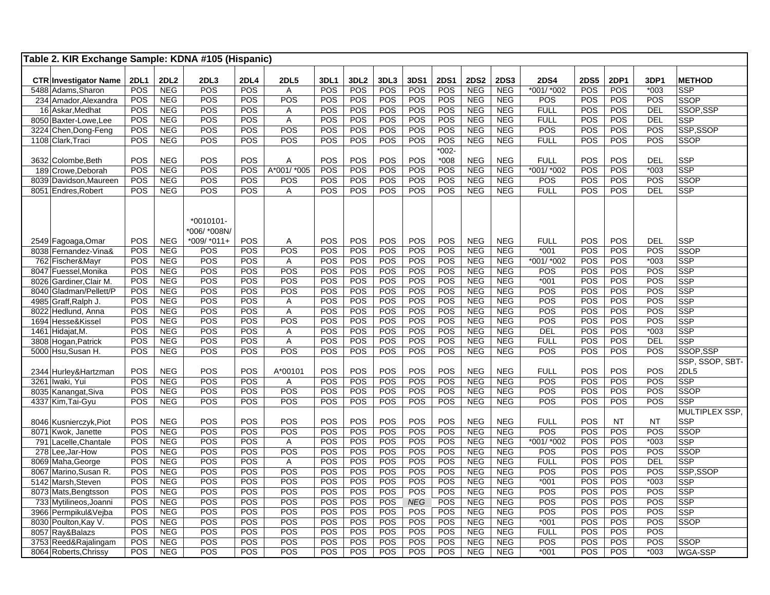**Table 2. KIR Exchange Sample: KDNA #105 (Hispanic)**

| CTR | Investigator Name | 2DL1 | 2DL2 | 2DL3 | 2DL4 | 2DL5 | 3DL1 | 3DL2 | 3DL3 | 3DS1 | 2DS1 | 2DS2 | 2DS3 | 2DS4 | 2DS5 | 2DP1 | 3DP1 | METHOD |
|---|---|---|---|---|---|---|---|---|---|---|---|---|---|---|---|---|---|---|
| 5488 | Adams,Sharon | POS | NEG | POS | POS | A | POS | POS | POS | POS | POS | NEG | NEG | *001/ *002 | POS | POS | *003 | SSP |
| 234 | Amador,Alexandra | POS | NEG | POS | POS | POS | POS | POS | POS | POS | POS | NEG | NEG | POS | POS | POS | POS | SSOP |
| 16 | Askar,Medhat | POS | NEG | POS | POS | A | POS | POS | POS | POS | POS | NEG | NEG | FULL | POS | POS | DEL | SSOP,SSP |
| 8050 | Baxter-Lowe,Lee | POS | NEG | POS | POS | A | POS | POS | POS | POS | POS | NEG | NEG | FULL | POS | POS | DEL | SSP |
| 3224 | Chen,Dong-Feng | POS | NEG | POS | POS | POS | POS | POS | POS | POS | POS | NEG | NEG | POS | POS | POS | POS | SSP,SSOP |
| 1108 | Clark,Traci | POS | NEG | POS | POS | POS | POS | POS | POS | POS | POS | NEG | NEG | FULL | POS | POS | POS | SSOP |
| 3632 | Colombe,Beth | POS | NEG | POS | POS | A | POS | POS | POS | POS | *002-*008 | NEG | NEG | FULL | POS | POS | DEL | SSP |
| 189 | Crowe,Deborah | POS | NEG | POS | POS | A*001/ *005 | POS | POS | POS | POS | POS | NEG | NEG | *001/ *002 | POS | POS | *003 | SSP |
| 8039 | Davidson,Maureen | POS | NEG | POS | POS | POS | POS | POS | POS | POS | POS | NEG | NEG | POS | POS | POS | POS | SSOP |
| 8051 | Endres,Robert | POS | NEG | POS | POS | A | POS | POS | POS | POS | POS | NEG | NEG | FULL | POS | POS | DEL | SSP |
| 2549 | Fagoaga,Omar | POS | NEG | *0010101-*006/ *008N/ *009/ *011+ | POS | A | POS | POS | POS | POS | POS | NEG | NEG | FULL | POS | POS | DEL | SSP |
| 8038 | Fernandez-Vina& | POS | NEG | POS | POS | POS | POS | POS | POS | POS | POS | NEG | NEG | *001 | POS | POS | POS | SSOP |
| 762 | Fischer&Mayr | POS | NEG | POS | POS | A | POS | POS | POS | POS | POS | NEG | NEG | *001/ *002 | POS | POS | *003 | SSP |
| 8047 | Fuessel,Monika | POS | NEG | POS | POS | POS | POS | POS | POS | POS | POS | NEG | NEG | POS | POS | POS | POS | SSP |
| 8026 | Gardiner,Clair M. | POS | NEG | POS | POS | POS | POS | POS | POS | POS | POS | NEG | NEG | *001 | POS | POS | POS | SSP |
| 8040 | Gladman/Pellett/P | POS | NEG | POS | POS | POS | POS | POS | POS | POS | POS | NEG | NEG | POS | POS | POS | POS | SSP |
| 4985 | Graff,Ralph J. | POS | NEG | POS | POS | A | POS | POS | POS | POS | POS | NEG | NEG | POS | POS | POS | POS | SSP |
| 8022 | Hedlund, Anna | POS | NEG | POS | POS | A | POS | POS | POS | POS | POS | NEG | NEG | POS | POS | POS | POS | SSP |
| 1694 | Hesse&Kissel | POS | NEG | POS | POS | POS | POS | POS | POS | POS | POS | NEG | NEG | POS | POS | POS | POS | SSP |
| 1461 | Hidajat,M. | POS | NEG | POS | POS | A | POS | POS | POS | POS | POS | NEG | NEG | DEL | POS | POS | *003 | SSP |
| 3808 | Hogan,Patrick | POS | NEG | POS | POS | A | POS | POS | POS | POS | POS | NEG | NEG | FULL | POS | POS | DEL | SSP |
| 5000 | Hsu,Susan H. | POS | NEG | POS | POS | POS | POS | POS | POS | POS | POS | NEG | NEG | POS | POS | POS | POS | SSOP,SSP |
| 2344 | Hurley&Hartzman | POS | NEG | POS | POS | A*00101 | POS | POS | POS | POS | POS | NEG | NEG | FULL | POS | POS | POS | SSP, SSOP, SBT-2DL5 |
| 3261 | Iwaki, Yui | POS | NEG | POS | POS | A | POS | POS | POS | POS | POS | NEG | NEG | POS | POS | POS | POS | SSP |
| 8035 | Kanangat,Siva | POS | NEG | POS | POS | POS | POS | POS | POS | POS | POS | NEG | NEG | POS | POS | POS | POS | SSOP |
| 4337 | Kim,Tai-Gyu | POS | NEG | POS | POS | POS | POS | POS | POS | POS | POS | NEG | NEG | POS | POS | POS | POS | SSP |
| 8046 | Kusnierczyk,Piot | POS | NEG | POS | POS | POS | POS | POS | POS | POS | POS | NEG | NEG | FULL | POS | NT | NT | MULTIPLEX SSP, SSP |
| 8071 | Kwok, Janette | POS | NEG | POS | POS | POS | POS | POS | POS | POS | POS | NEG | NEG | POS | POS | POS | POS | SSOP |
| 791 | Lacelle,Chantale | POS | NEG | POS | POS | A | POS | POS | POS | POS | POS | NEG | NEG | *001/ *002 | POS | POS | *003 | SSP |
| 278 | Lee,Jar-How | POS | NEG | POS | POS | POS | POS | POS | POS | POS | POS | NEG | NEG | POS | POS | POS | POS | SSOP |
| 8069 | Maha,George | POS | NEG | POS | POS | A | POS | POS | POS | POS | POS | NEG | NEG | FULL | POS | POS | DEL | SSP |
| 8067 | Marino,Susan R. | POS | NEG | POS | POS | POS | POS | POS | POS | POS | POS | NEG | NEG | POS | POS | POS | POS | SSP,SSOP |
| 5142 | Marsh,Steven | POS | NEG | POS | POS | POS | POS | POS | POS | POS | POS | NEG | NEG | *001 | POS | POS | *003 | SSP |
| 8073 | Mats,Bengtsson | POS | NEG | POS | POS | POS | POS | POS | POS | POS | POS | NEG | NEG | POS | POS | POS | POS | SSP |
| 733 | Mytilineos,Joanni | POS | NEG | POS | POS | POS | POS | POS | POS | *NEG* | POS | NEG | NEG | POS | POS | POS | POS | SSP |
| 3966 | Permpikul&Vejba | POS | NEG | POS | POS | POS | POS | POS | POS | POS | POS | NEG | NEG | POS | POS | POS | POS | SSP |
| 8030 | Poulton,Kay V. | POS | NEG | POS | POS | POS | POS | POS | POS | POS | POS | NEG | NEG | *001 | POS | POS | POS | SSOP |
| 8057 | Ray&Balazs | POS | NEG | POS | POS | POS | POS | POS | POS | POS | POS | NEG | NEG | FULL | POS | POS | POS | |
| 3753 | Reed&Rajalingam | POS | NEG | POS | POS | POS | POS | POS | POS | POS | POS | NEG | NEG | POS | POS | POS | POS | SSOP |
| 8064 | Roberts,Chrissy | POS | NEG | POS | POS | POS | POS | POS | POS | POS | POS | NEG | NEG | *001 | POS | POS | *003 | WGA-SSP |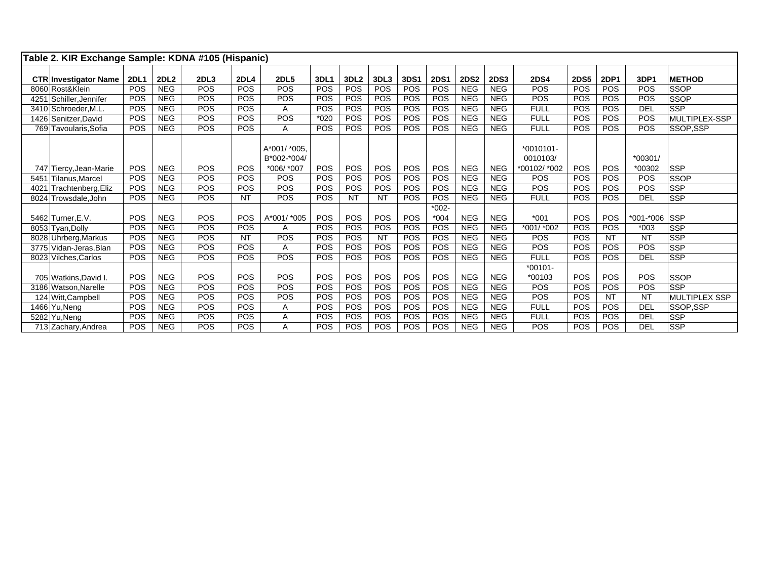**Table 2. KIR Exchange Sample: KDNA #105 (Hispanic)**

| CTR | Investigator Name | 2DL1 | 2DL2 | 2DL3 | 2DL4 | 2DL5 | 3DL1 | 3DL2 | 3DL3 | 3DS1 | 2DS1 | 2DS2 | 2DS3 | 2DS4 | 2DS5 | 2DP1 | 3DP1 | METHOD |
|---|---|---|---|---|---|---|---|---|---|---|---|---|---|---|---|---|---|---|
| 8060 | Rost&Klein | POS | NEG | POS | POS | POS | POS | POS | POS | POS | POS | NEG | NEG | POS | POS | POS | POS | SSOP |
| 4251 | Schiller,Jennifer | POS | NEG | POS | POS | POS | POS | POS | POS | POS | POS | NEG | NEG | POS | POS | POS | POS | SSOP |
| 3410 | Schroeder,M.L. | POS | NEG | POS | POS | A | POS | POS | POS | POS | POS | NEG | NEG | FULL | POS | POS | DEL | SSP |
| 1426 | Senitzer,David | POS | NEG | POS | POS | POS | *020 | POS | POS | POS | POS | NEG | NEG | FULL | POS | POS | POS | MULTIPLEX-SSP |
| 769 | Tavoularis,Sofia | POS | NEG | POS | POS | A | POS | POS | POS | POS | POS | NEG | NEG | FULL | POS | POS | POS | SSOP,SSP |
| 747 | Tiercy,Jean-Marie | POS | NEG | POS | POS | A*001/ *005, B*002-*004/ *006/ *007 | POS | POS | POS | POS | POS | NEG | NEG | *0010101-0010103/ *00102/ *002 | POS | POS | *00301/ *00302 | SSP |
| 5451 | Tilanus,Marcel | POS | NEG | POS | POS | POS | POS | POS | POS | POS | POS | NEG | NEG | POS | POS | POS | POS | SSOP |
| 4021 | Trachtenberg,Eliz | POS | NEG | POS | POS | POS | POS | POS | POS | POS | POS | NEG | NEG | POS | POS | POS | POS | SSP |
| 8024 | Trowsdale,John | POS | NEG | POS | NT | POS | POS | NT | NT | POS | POS | NEG | NEG | FULL | POS | POS | DEL | SSP |
| 5462 | Turner,E.V. | POS | NEG | POS | POS | A*001/ *005 | POS | POS | POS | POS | *002-*004 | NEG | NEG | *001 | POS | POS | *001-*006 | SSP |
| 8053 | Tyan,Dolly | POS | NEG | POS | POS | A | POS | POS | POS | POS | POS | NEG | NEG | *001/ *002 | POS | POS | *003 | SSP |
| 8028 | Uhrberg,Markus | POS | NEG | POS | NT | POS | POS | POS | NT | POS | POS | NEG | NEG | POS | POS | NT | NT | SSP |
| 3775 | Vidan-Jeras,Blan | POS | NEG | POS | POS | A | POS | POS | POS | POS | POS | NEG | NEG | POS | POS | POS | POS | SSP |
| 8023 | Vilches,Carlos | POS | NEG | POS | POS | POS | POS | POS | POS | POS | POS | NEG | NEG | FULL | POS | POS | DEL | SSP |
| 705 | Watkins,David I. | POS | NEG | POS | POS | POS | POS | POS | POS | POS | POS | NEG | NEG | *00101-*00103 | POS | POS | POS | SSOP |
| 3186 | Watson,Narelle | POS | NEG | POS | POS | POS | POS | POS | POS | POS | POS | NEG | NEG | POS | POS | POS | POS | SSP |
| 124 | Witt,Campbell | POS | NEG | POS | POS | POS | POS | POS | POS | POS | POS | NEG | NEG | POS | POS | NT | NT | MULTIPLEX SSP |
| 1466 | Yu,Neng | POS | NEG | POS | POS | A | POS | POS | POS | POS | POS | NEG | NEG | FULL | POS | POS | DEL | SSOP,SSP |
| 5282 | Yu,Neng | POS | NEG | POS | POS | A | POS | POS | POS | POS | POS | NEG | NEG | FULL | POS | POS | DEL | SSP |
| 713 | Zachary,Andrea | POS | NEG | POS | POS | A | POS | POS | POS | POS | POS | NEG | NEG | POS | POS | POS | DEL | SSP |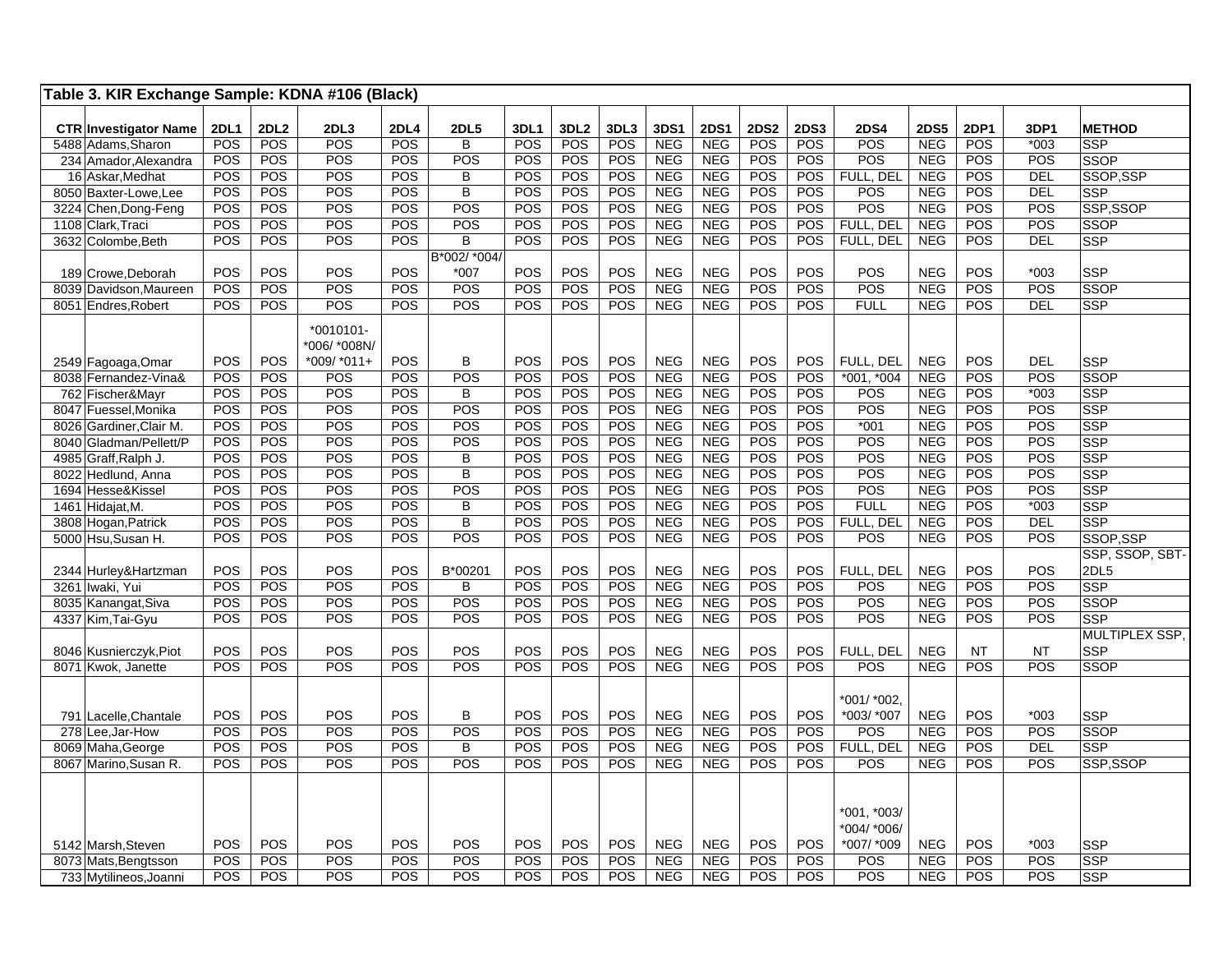| Table 3. KIR Exchange Sample: KDNA #106 (Black) | | | | | | | | | | | | | | | | | | | |
|---|---|---|---|---|---|---|---|---|---|---|---|---|---|---|---|---|---|---|---|
| CTR | Investigator Name | 2DL1 | 2DL2 | 2DL3 | 2DL4 | 2DL5 | 3DL1 | 3DL2 | 3DL3 | 3DS1 | 2DS1 | 2DS2 | 2DS3 | 2DS4 | 2DS5 | 2DP1 | 3DP1 | METHOD |
| 5488 | Adams,Sharon | POS | POS | POS | POS | B | POS | POS | POS | NEG | NEG | POS | POS | POS | NEG | POS | *003 | SSP |
| 234 | Amador,Alexandra | POS | POS | POS | POS | POS | POS | POS | POS | NEG | NEG | POS | POS | POS | NEG | POS | POS | SSOP |
| 16 | Askar,Medhat | POS | POS | POS | POS | B | POS | POS | POS | NEG | NEG | POS | POS | FULL, DEL | NEG | POS | DEL | SSOP,SSP |
| 8050 | Baxter-Lowe,Lee | POS | POS | POS | POS | B | POS | POS | POS | NEG | NEG | POS | POS | POS | NEG | POS | DEL | SSP |
| 3224 | Chen,Dong-Feng | POS | POS | POS | POS | POS | POS | POS | POS | NEG | NEG | POS | POS | POS | NEG | POS | POS | SSP,SSOP |
| 1108 | Clark,Traci | POS | POS | POS | POS | POS | POS | POS | POS | NEG | NEG | POS | POS | FULL, DEL | NEG | POS | POS | SSOP |
| 3632 | Colombe,Beth | POS | POS | POS | POS | B | POS | POS | POS | NEG | NEG | POS | POS | FULL, DEL | NEG | POS | DEL | SSP |
| 189 | Crowe,Deborah | POS | POS | POS | POS | B*002/ *004/ *007 | POS | POS | POS | NEG | NEG | POS | POS | POS | NEG | POS | *003 | SSP |
| 8039 | Davidson,Maureen | POS | POS | POS | POS | POS | POS | POS | POS | NEG | NEG | POS | POS | POS | NEG | POS | POS | SSOP |
| 8051 | Endres,Robert | POS | POS | POS | POS | POS | POS | POS | POS | NEG | NEG | POS | POS | FULL | NEG | POS | DEL | SSP |
| 2549 | Fagoaga,Omar | POS | POS | *0010101- *006/ *008N/ *009/ *011+ | POS | B | POS | POS | POS | NEG | NEG | POS | POS | FULL, DEL | NEG | POS | DEL | SSP |
| 8038 | Fernandez-Vina& | POS | POS | POS | POS | POS | POS | POS | POS | NEG | NEG | POS | POS | *001, *004 | NEG | POS | POS | SSOP |
| 762 | Fischer&Mayr | POS | POS | POS | POS | B | POS | POS | POS | NEG | NEG | POS | POS | POS | NEG | POS | *003 | SSP |
| 8047 | Fuessel,Monika | POS | POS | POS | POS | POS | POS | POS | POS | NEG | NEG | POS | POS | POS | NEG | POS | POS | SSP |
| 8026 | Gardiner,Clair M. | POS | POS | POS | POS | POS | POS | POS | POS | NEG | NEG | POS | POS | *001 | NEG | POS | POS | SSP |
| 8040 | Gladman/Pellett/P | POS | POS | POS | POS | POS | POS | POS | POS | NEG | NEG | POS | POS | POS | NEG | POS | POS | SSP |
| 4985 | Graff,Ralph J. | POS | POS | POS | POS | B | POS | POS | POS | NEG | NEG | POS | POS | POS | NEG | POS | POS | SSP |
| 8022 | Hedlund, Anna | POS | POS | POS | POS | B | POS | POS | POS | NEG | NEG | POS | POS | POS | NEG | POS | POS | SSP |
| 1694 | Hesse&Kissel | POS | POS | POS | POS | POS | POS | POS | POS | NEG | NEG | POS | POS | POS | NEG | POS | POS | SSP |
| 1461 | Hidajat,M. | POS | POS | POS | POS | B | POS | POS | POS | NEG | NEG | POS | POS | FULL | NEG | POS | *003 | SSP |
| 3808 | Hogan,Patrick | POS | POS | POS | POS | B | POS | POS | POS | NEG | NEG | POS | POS | FULL, DEL | NEG | POS | DEL | SSP |
| 5000 | Hsu,Susan H. | POS | POS | POS | POS | POS | POS | POS | POS | NEG | NEG | POS | POS | POS | NEG | POS | POS | SSOP,SSP |
| 2344 | Hurley&Hartzman | POS | POS | POS | POS | B*00201 | POS | POS | POS | NEG | NEG | POS | POS | FULL, DEL | NEG | POS | POS | SSP, SSOP, SBT-2DL5 |
| 3261 | Iwaki, Yui | POS | POS | POS | POS | B | POS | POS | POS | NEG | NEG | POS | POS | POS | NEG | POS | POS | SSP |
| 8035 | Kanangat,Siva | POS | POS | POS | POS | POS | POS | POS | POS | NEG | NEG | POS | POS | POS | NEG | POS | POS | SSOP |
| 4337 | Kim,Tai-Gyu | POS | POS | POS | POS | POS | POS | POS | POS | NEG | NEG | POS | POS | POS | NEG | POS | POS | SSP |
| 8046 | Kusnierczyk,Piot | POS | POS | POS | POS | POS | POS | POS | POS | NEG | NEG | POS | POS | FULL, DEL | NEG | NT | NT | MULTIPLEX SSP, SSP |
| 8071 | Kwok, Janette | POS | POS | POS | POS | POS | POS | POS | POS | NEG | NEG | POS | POS | POS | NEG | POS | POS | SSOP |
| 791 | Lacelle,Chantale | POS | POS | POS | POS | B | POS | POS | POS | NEG | NEG | POS | POS | *001/ *002, *003/ *007 | NEG | POS | *003 | SSP |
| 278 | Lee,Jar-How | POS | POS | POS | POS | POS | POS | POS | POS | NEG | NEG | POS | POS | POS | NEG | POS | POS | SSOP |
| 8069 | Maha,George | POS | POS | POS | POS | B | POS | POS | POS | NEG | NEG | POS | POS | FULL, DEL | NEG | POS | DEL | SSP |
| 8067 | Marino,Susan R. | POS | POS | POS | POS | POS | POS | POS | POS | NEG | NEG | POS | POS | POS | NEG | POS | POS | SSP,SSOP |
| 5142 | Marsh,Steven | POS | POS | POS | POS | POS | POS | POS | POS | NEG | NEG | POS | POS | *001, *003/ *004/ *006/ *007/ *009 | NEG | POS | *003 | SSP |
| 8073 | Mats,Bengtsson | POS | POS | POS | POS | POS | POS | POS | POS | NEG | NEG | POS | POS | POS | NEG | POS | POS | SSP |
| 733 | Mytilineos,Joanni | POS | POS | POS | POS | POS | POS | POS | POS | NEG | NEG | POS | POS | POS | NEG | POS | POS | SSP |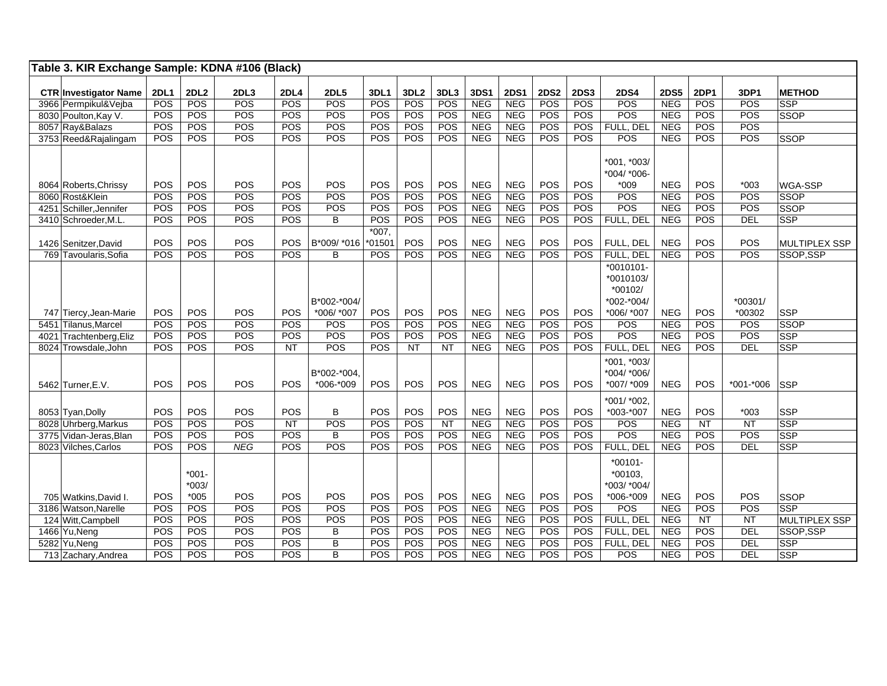**Table 3. KIR Exchange Sample: KDNA #106 (Black)**

| CTR | Investigator Name | 2DL1 | 2DL2 | 2DL3 | 2DL4 | 2DL5 | 3DL1 | 3DL2 | 3DL3 | 3DS1 | 2DS1 | 2DS2 | 2DS3 | 2DS4 | 2DS5 | 2DP1 | 3DP1 | METHOD |
|---|---|---|---|---|---|---|---|---|---|---|---|---|---|---|---|---|---|---|
| 3966 | Permpikul&Vejba | POS | POS | POS | POS | POS | POS | POS | POS | NEG | NEG | POS | POS | POS | NEG | POS | POS | SSP |
| 8030 | Poulton,Kay V. | POS | POS | POS | POS | POS | POS | POS | POS | NEG | NEG | POS | POS | POS | NEG | POS | POS | SSOP |
| 8057 | Ray&Balazs | POS | POS | POS | POS | POS | POS | POS | POS | NEG | NEG | POS | POS | FULL, DEL | NEG | POS | POS | |
| 3753 | Reed&Rajalingam | POS | POS | POS | POS | POS | POS | POS | POS | NEG | NEG | POS | POS | POS | NEG | POS | POS | SSOP |
| 8064 | Roberts,Chrissy | POS | POS | POS | POS | POS | POS | POS | POS | NEG | NEG | POS | POS | *001, *003/ *004/ *006-*009 | NEG | POS | *003 | WGA-SSP |
| 8060 | Rost&Klein | POS | POS | POS | POS | POS | POS | POS | POS | NEG | NEG | POS | POS | POS | NEG | POS | POS | SSOP |
| 4251 | Schiller,Jennifer | POS | POS | POS | POS | POS | POS | POS | POS | NEG | NEG | POS | POS | POS | NEG | POS | POS | SSOP |
| 3410 | Schroeder,M.L. | POS | POS | POS | POS | B | POS | POS | POS | NEG | NEG | POS | POS | FULL, DEL | NEG | POS | DEL | SSP |
| 1426 | Senitzer,David | POS | POS | POS | POS | B*009/ *016 | *007, *01501 | POS | POS | NEG | NEG | POS | POS | FULL, DEL | NEG | POS | POS | MULTIPLEX SSP |
| 769 | Tavoularis,Sofia | POS | POS | POS | POS | B | POS | POS | POS | NEG | NEG | POS | POS | FULL, DEL | NEG | POS | POS | SSOP,SSP |
| 747 | Tiercy,Jean-Marie | POS | POS | POS | POS | B*002-*004/ *006/ *007 | POS | POS | POS | NEG | NEG | POS | POS | *0010101-*0010103/ *00102/ *002-*004/ *006/ *007 | NEG | POS | *00301/ *00302 | SSP |
| 5451 | Tilanus,Marcel | POS | POS | POS | POS | POS | POS | POS | POS | NEG | NEG | POS | POS | POS | NEG | POS | POS | SSOP |
| 4021 | Trachtenberg,Eliz | POS | POS | POS | POS | POS | POS | POS | POS | NEG | NEG | POS | POS | POS | NEG | POS | POS | SSP |
| 8024 | Trowsdale,John | POS | POS | POS | NT | POS | POS | NT | NT | NEG | NEG | POS | POS | FULL, DEL | NEG | POS | DEL | SSP |
| 5462 | Turner,E.V. | POS | POS | POS | POS | B*002-*004, *006-*009 | POS | POS | POS | NEG | NEG | POS | POS | *001, *003/ *004/ *006/ *007/ *009 | NEG | POS | *001-*006 | SSP |
| 8053 | Tyan,Dolly | POS | POS | POS | POS | B | POS | POS | POS | NEG | NEG | POS | POS | *001/ *002, *003-*007 | NEG | POS | *003 | SSP |
| 8028 | Uhrberg,Markus | POS | POS | POS | NT | POS | POS | POS | NT | NEG | NEG | POS | POS | POS | NEG | NT | NT | SSP |
| 3775 | Vidan-Jeras,Blan | POS | POS | POS | POS | B | POS | POS | POS | NEG | NEG | POS | POS | POS | NEG | POS | POS | SSP |
| 8023 | Vilches,Carlos | POS | POS | *NEG* | POS | POS | POS | POS | POS | NEG | NEG | POS | POS | FULL, DEL | NEG | POS | DEL | SSP |
| 705 | Watkins,David I. | POS | *001-*003/ *005 | POS | POS | POS | POS | POS | POS | NEG | NEG | POS | POS | *00101-*00103, *003/ *004/ *006-*009 | NEG | POS | POS | SSOP |
| 3186 | Watson,Narelle | POS | POS | POS | POS | POS | POS | POS | POS | NEG | NEG | POS | POS | POS | NEG | POS | POS | SSP |
| 124 | Witt,Campbell | POS | POS | POS | POS | POS | POS | POS | POS | NEG | NEG | POS | POS | FULL, DEL | NEG | NT | NT | MULTIPLEX SSP |
| 1466 | Yu,Neng | POS | POS | POS | POS | B | POS | POS | POS | NEG | NEG | POS | POS | FULL, DEL | NEG | POS | DEL | SSOP,SSP |
| 5282 | Yu,Neng | POS | POS | POS | POS | B | POS | POS | POS | NEG | NEG | POS | POS | FULL, DEL | NEG | POS | DEL | SSP |
| 713 | Zachary,Andrea | POS | POS | POS | POS | B | POS | POS | POS | NEG | NEG | POS | POS | POS | NEG | POS | DEL | SSP |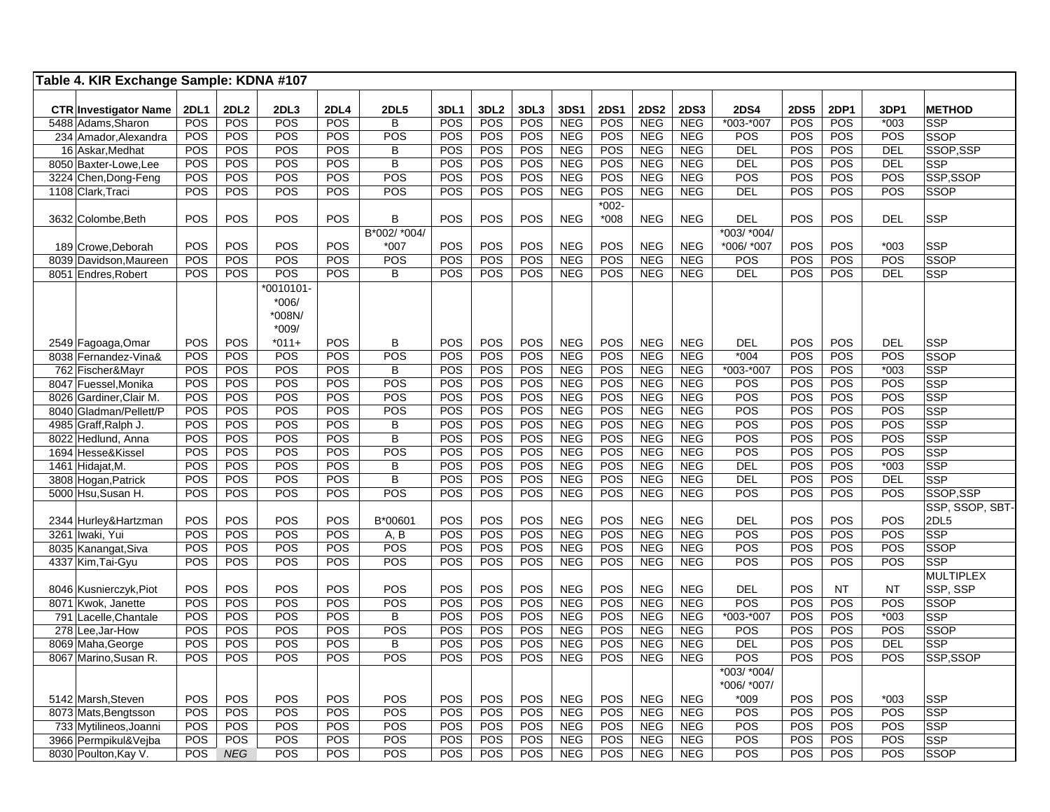**Table 4. KIR Exchange Sample: KDNA #107**

| CTR | Investigator Name | 2DL1 | 2DL2 | 2DL3 | 2DL4 | 2DL5 | 3DL1 | 3DL2 | 3DL3 | 3DS1 | 2DS1 | 2DS2 | 2DS3 | 2DS4 | 2DS5 | 2DP1 | 3DP1 | METHOD |
|---|---|---|---|---|---|---|---|---|---|---|---|---|---|---|---|---|---|---|
| 5488 | Adams,Sharon | POS | POS | POS | POS | B | POS | POS | POS | NEG | POS | NEG | NEG | *003-*007 | POS | POS | *003 | SSP |
| 234 | Amador,Alexandra | POS | POS | POS | POS | POS | POS | POS | POS | NEG | POS | NEG | NEG | POS | POS | POS | POS | SSOP |
| 16 | Askar,Medhat | POS | POS | POS | POS | B | POS | POS | POS | NEG | POS | NEG | NEG | DEL | POS | POS | DEL | SSOP,SSP |
| 8050 | Baxter-Lowe,Lee | POS | POS | POS | POS | B | POS | POS | POS | NEG | POS | NEG | NEG | DEL | POS | POS | DEL | SSP |
| 3224 | Chen,Dong-Feng | POS | POS | POS | POS | POS | POS | POS | POS | NEG | POS | NEG | NEG | POS | POS | POS | POS | SSP,SSOP |
| 1108 | Clark,Traci | POS | POS | POS | POS | POS | POS | POS | POS | NEG | POS | NEG | NEG | DEL | POS | POS | POS | SSOP |
| 3632 | Colombe,Beth | POS | POS | POS | POS | B | POS | POS | POS | NEG | *002- *008 | NEG | NEG | DEL | POS | POS | DEL | SSP |
| 189 | Crowe,Deborah | POS | POS | POS | POS | B*002/ *004/ *007 | POS | POS | POS | NEG | POS | NEG | NEG | *003/ *004/ *006/ *007 | POS | POS | *003 | SSP |
| 8039 | Davidson,Maureen | POS | POS | POS | POS | POS | POS | POS | POS | NEG | POS | NEG | NEG | POS | POS | POS | POS | SSOP |
| 8051 | Endres,Robert | POS | POS | POS | POS | B | POS | POS | POS | NEG | POS | NEG | NEG | DEL | POS | POS | DEL | SSP |
| 2549 | Fagoaga,Omar | POS | POS | *0010101- *006/ *008N/ *009/ *011+ | POS | B | POS | POS | POS | NEG | POS | NEG | NEG | DEL | POS | POS | DEL | SSP |
| 8038 | Fernandez-Vina& | POS | POS | POS | POS | POS | POS | POS | POS | NEG | POS | NEG | NEG | *004 | POS | POS | POS | SSOP |
| 762 | Fischer&Mayr | POS | POS | POS | POS | B | POS | POS | POS | NEG | POS | NEG | NEG | *003-*007 | POS | POS | *003 | SSP |
| 8047 | Fuessel,Monika | POS | POS | POS | POS | POS | POS | POS | POS | NEG | POS | NEG | NEG | POS | POS | POS | POS | SSP |
| 8026 | Gardiner,Clair M. | POS | POS | POS | POS | POS | POS | POS | POS | NEG | POS | NEG | NEG | POS | POS | POS | POS | SSP |
| 8040 | Gladman/Pellett/P | POS | POS | POS | POS | POS | POS | POS | POS | NEG | POS | NEG | NEG | POS | POS | POS | POS | SSP |
| 4985 | Graff,Ralph J. | POS | POS | POS | POS | B | POS | POS | POS | NEG | POS | NEG | NEG | POS | POS | POS | POS | SSP |
| 8022 | Hedlund, Anna | POS | POS | POS | POS | B | POS | POS | POS | NEG | POS | NEG | NEG | POS | POS | POS | POS | SSP |
| 1694 | Hesse&Kissel | POS | POS | POS | POS | POS | POS | POS | POS | NEG | POS | NEG | NEG | POS | POS | POS | POS | SSP |
| 1461 | Hidajat,M. | POS | POS | POS | POS | B | POS | POS | POS | NEG | POS | NEG | NEG | DEL | POS | POS | *003 | SSP |
| 3808 | Hogan,Patrick | POS | POS | POS | POS | B | POS | POS | POS | NEG | POS | NEG | NEG | DEL | POS | POS | DEL | SSP |
| 5000 | Hsu,Susan H. | POS | POS | POS | POS | POS | POS | POS | POS | NEG | POS | NEG | NEG | POS | POS | POS | POS | SSOP,SSP |
| 2344 | Hurley&Hartzman | POS | POS | POS | POS | B*00601 | POS | POS | POS | NEG | POS | NEG | NEG | DEL | POS | POS | POS | SSP, SSOP, SBT-2DL5 |
| 3261 | Iwaki, Yui | POS | POS | POS | POS | A, B | POS | POS | POS | NEG | POS | NEG | NEG | POS | POS | POS | POS | SSP |
| 8035 | Kanangat,Siva | POS | POS | POS | POS | POS | POS | POS | POS | NEG | POS | NEG | NEG | POS | POS | POS | POS | SSOP |
| 4337 | Kim,Tai-Gyu | POS | POS | POS | POS | POS | POS | POS | POS | NEG | POS | NEG | NEG | POS | POS | POS | POS | SSP |
| 8046 | Kusnierczyk,Piot | POS | POS | POS | POS | POS | POS | POS | POS | NEG | POS | NEG | NEG | DEL | POS | NT | NT | MULTIPLEX SSP, SSP |
| 8071 | Kwok, Janette | POS | POS | POS | POS | POS | POS | POS | POS | NEG | POS | NEG | NEG | POS | POS | POS | POS | SSOP |
| 791 | Lacelle,Chantale | POS | POS | POS | POS | B | POS | POS | POS | NEG | POS | NEG | NEG | *003-*007 | POS | POS | *003 | SSP |
| 278 | Lee,Jar-How | POS | POS | POS | POS | POS | POS | POS | POS | NEG | POS | NEG | NEG | POS | POS | POS | POS | SSOP |
| 8069 | Maha,George | POS | POS | POS | POS | B | POS | POS | POS | NEG | POS | NEG | NEG | DEL | POS | POS | DEL | SSP |
| 8067 | Marino,Susan R. | POS | POS | POS | POS | POS | POS | POS | POS | NEG | POS | NEG | NEG | POS | POS | POS | POS | SSP,SSOP |
| 5142 | Marsh,Steven | POS | POS | POS | POS | POS | POS | POS | POS | NEG | POS | NEG | NEG | *003/ *004/ *006/ *007/ *009 | POS | POS | *003 | SSP |
| 8073 | Mats,Bengtsson | POS | POS | POS | POS | POS | POS | POS | POS | NEG | POS | NEG | NEG | POS | POS | POS | POS | SSP |
| 733 | Mytilineos,Joanni | POS | POS | POS | POS | POS | POS | POS | POS | NEG | POS | NEG | NEG | POS | POS | POS | POS | SSP |
| 3966 | Permpikul&Vejba | POS | POS | POS | POS | POS | POS | POS | POS | NEG | POS | NEG | NEG | POS | POS | POS | POS | SSP |
| 8030 | Poulton,Kay V. | POS | *NEG* | POS | POS | POS | POS | POS | POS | NEG | POS | NEG | NEG | POS | POS | POS | POS | SSOP |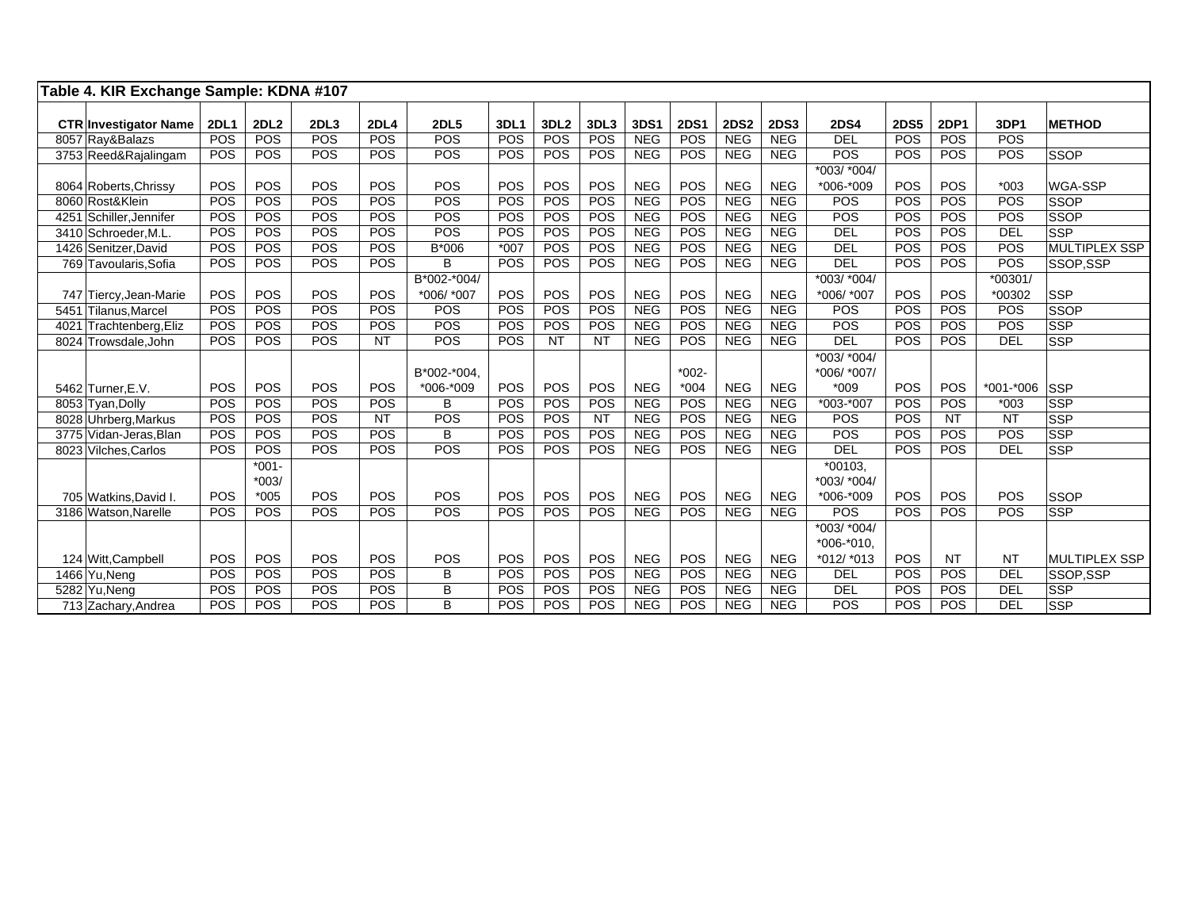**Table 4. KIR Exchange Sample: KDNA #107**

| CTR | Investigator Name | 2DL1 | 2DL2 | 2DL3 | 2DL4 | 2DL5 | 3DL1 | 3DL2 | 3DL3 | 3DS1 | 2DS1 | 2DS2 | 2DS3 | 2DS4 | 2DS5 | 2DP1 | 3DP1 | METHOD |
|---|---|---|---|---|---|---|---|---|---|---|---|---|---|---|---|---|---|---|
| 8057 | Ray&Balazs | POS | POS | POS | POS | POS | POS | POS | POS | NEG | POS | NEG | NEG | DEL | POS | POS | POS | |
| 3753 | Reed&Rajalingam | POS | POS | POS | POS | POS | POS | POS | POS | NEG | POS | NEG | NEG | POS | POS | POS | POS | SSOP |
| 8064 | Roberts,Chrissy | POS | POS | POS | POS | POS | POS | POS | POS | NEG | POS | NEG | NEG | *003/ *004/ *006-*009 | POS | POS | *003 | WGA-SSP |
| 8060 | Rost&Klein | POS | POS | POS | POS | POS | POS | POS | POS | NEG | POS | NEG | NEG | POS | POS | POS | POS | SSOP |
| 4251 | Schiller,Jennifer | POS | POS | POS | POS | POS | POS | POS | POS | NEG | POS | NEG | NEG | POS | POS | POS | POS | SSOP |
| 3410 | Schroeder,M.L. | POS | POS | POS | POS | POS | POS | POS | POS | NEG | POS | NEG | NEG | DEL | POS | POS | DEL | SSP |
| 1426 | Senitzer,David | POS | POS | POS | POS | B*006 | *007 | POS | POS | NEG | POS | NEG | NEG | DEL | POS | POS | POS | MULTIPLEX SSP |
| 769 | Tavoularis,Sofia | POS | POS | POS | POS | B | POS | POS | POS | NEG | POS | NEG | NEG | DEL | POS | POS | POS | SSOP,SSP |
| 747 | Tiercy,Jean-Marie | POS | POS | POS | POS | B*002-*004/ *006/ *007 | POS | POS | POS | NEG | POS | NEG | NEG | *003/ *004/ *006/ *007 | POS | POS | *00301/ *00302 | SSP |
| 5451 | Tilanus,Marcel | POS | POS | POS | POS | POS | POS | POS | POS | NEG | POS | NEG | NEG | POS | POS | POS | POS | SSOP |
| 4021 | Trachtenberg,Eliz | POS | POS | POS | POS | POS | POS | POS | POS | NEG | POS | NEG | NEG | POS | POS | POS | POS | SSP |
| 8024 | Trowsdale,John | POS | POS | POS | NT | POS | POS | NT | NT | NEG | POS | NEG | NEG | DEL | POS | POS | DEL | SSP |
| 5462 | Turner,E.V. | POS | POS | POS | POS | B*002-*004, *006-*009 | POS | POS | POS | NEG | *002- *004 | NEG | NEG | *003/ *004/ *006/ *007/ *009 | POS | POS | *001-*006 | SSP |
| 8053 | Tyan,Dolly | POS | POS | POS | POS | B | POS | POS | POS | NEG | POS | NEG | NEG | *003-*007 | POS | POS | *003 | SSP |
| 8028 | Uhrberg,Markus | POS | POS | POS | NT | POS | POS | POS | NT | NEG | POS | NEG | NEG | POS | POS | NT | NT | SSP |
| 3775 | Vidan-Jeras,Blan | POS | POS | POS | POS | B | POS | POS | POS | NEG | POS | NEG | NEG | POS | POS | POS | POS | SSP |
| 8023 | Vilches,Carlos | POS | POS | POS | POS | POS | POS | POS | POS | NEG | POS | NEG | NEG | DEL | POS | POS | DEL | SSP |
| 705 | Watkins,David I. | POS | *001- *003/ *005 | POS | POS | POS | POS | POS | POS | NEG | POS | NEG | NEG | *00103, *003/ *004/ *006-*009 | POS | POS | POS | SSOP |
| 3186 | Watson,Narelle | POS | POS | POS | POS | POS | POS | POS | POS | NEG | POS | NEG | NEG | POS | POS | POS | POS | SSP |
| 124 | Witt,Campbell | POS | POS | POS | POS | POS | POS | POS | POS | NEG | POS | NEG | NEG | *003/ *004/ *006-*010, *012/ *013 | POS | NT | NT | MULTIPLEX SSP |
| 1466 | Yu,Neng | POS | POS | POS | POS | B | POS | POS | POS | NEG | POS | NEG | NEG | DEL | POS | POS | DEL | SSOP,SSP |
| 5282 | Yu,Neng | POS | POS | POS | POS | B | POS | POS | POS | NEG | POS | NEG | NEG | DEL | POS | POS | DEL | SSP |
| 713 | Zachary,Andrea | POS | POS | POS | POS | B | POS | POS | POS | NEG | POS | NEG | NEG | POS | POS | POS | DEL | SSP |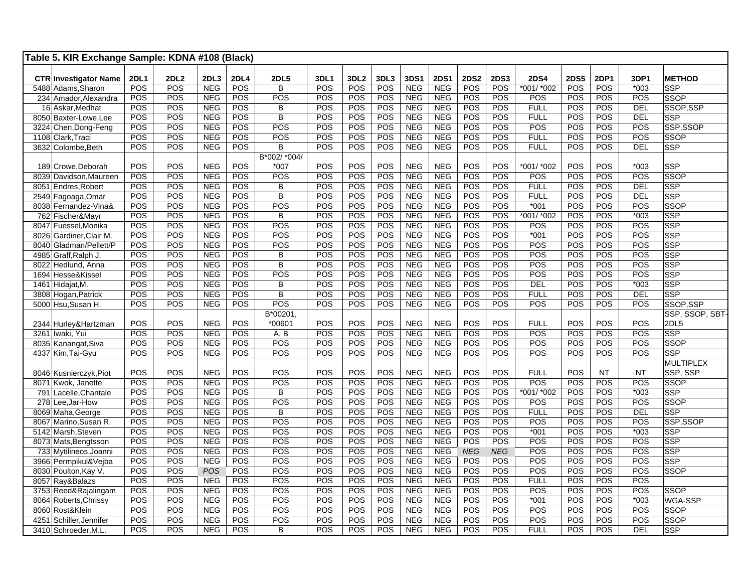**Table 5. KIR Exchange Sample: KDNA #108 (Black)**

| CTR | Investigator Name | 2DL1 | 2DL2 | 2DL3 | 2DL4 | 2DL5 | 3DL1 | 3DL2 | 3DL3 | 3DS1 | 2DS1 | 2DS2 | 2DS3 | 2DS4 | 2DS5 | 2DP1 | 3DP1 | METHOD |
|---|---|---|---|---|---|---|---|---|---|---|---|---|---|---|---|---|---|---|
| 5488 | Adams,Sharon | POS | POS | NEG | POS | B | POS | POS | POS | NEG | NEG | POS | POS | *001/ *002 | POS | POS | *003 | SSP |
| 234 | Amador,Alexandra | POS | POS | NEG | POS | POS | POS | POS | POS | NEG | NEG | POS | POS | POS | POS | POS | POS | SSOP |
| 16 | Askar,Medhat | POS | POS | NEG | POS | B | POS | POS | POS | NEG | NEG | POS | POS | FULL | POS | POS | DEL | SSOP,SSP |
| 8050 | Baxter-Lowe,Lee | POS | POS | NEG | POS | B | POS | POS | POS | NEG | NEG | POS | POS | FULL | POS | POS | DEL | SSP |
| 3224 | Chen,Dong-Feng | POS | POS | NEG | POS | POS | POS | POS | POS | NEG | NEG | POS | POS | POS | POS | POS | POS | SSP,SSOP |
| 1108 | Clark,Traci | POS | POS | NEG | POS | POS | POS | POS | POS | NEG | NEG | POS | POS | FULL | POS | POS | POS | SSOP |
| 3632 | Colombe,Beth | POS | POS | NEG | POS | B | POS | POS | POS | NEG | NEG | POS | POS | FULL | POS | POS | DEL | SSP |
| 189 | Crowe,Deborah | POS | POS | NEG | POS | B*002/ *004/ *007 | POS | POS | POS | NEG | NEG | POS | POS | *001/ *002 | POS | POS | *003 | SSP |
| 8039 | Davidson,Maureen | POS | POS | NEG | POS | POS | POS | POS | POS | NEG | NEG | POS | POS | POS | POS | POS | POS | SSOP |
| 8051 | Endres,Robert | POS | POS | NEG | POS | B | POS | POS | POS | NEG | NEG | POS | POS | FULL | POS | POS | DEL | SSP |
| 2549 | Fagoaga,Omar | POS | POS | NEG | POS | B | POS | POS | POS | NEG | NEG | POS | POS | FULL | POS | POS | DEL | SSP |
| 8038 | Fernandez-Vina& | POS | POS | NEG | POS | POS | POS | POS | POS | NEG | NEG | POS | POS | *001 | POS | POS | POS | SSOP |
| 762 | Fischer&Mayr | POS | POS | NEG | POS | B | POS | POS | POS | NEG | NEG | POS | POS | *001/ *002 | POS | POS | *003 | SSP |
| 8047 | Fuessel,Monika | POS | POS | NEG | POS | POS | POS | POS | POS | NEG | NEG | POS | POS | POS | POS | POS | POS | SSP |
| 8026 | Gardiner,Clair M. | POS | POS | NEG | POS | POS | POS | POS | POS | NEG | NEG | POS | POS | *001 | POS | POS | POS | SSP |
| 8040 | Gladman/Pellett/P | POS | POS | NEG | POS | POS | POS | POS | POS | NEG | NEG | POS | POS | POS | POS | POS | POS | SSP |
| 4985 | Graff,Ralph J. | POS | POS | NEG | POS | B | POS | POS | POS | NEG | NEG | POS | POS | POS | POS | POS | POS | SSP |
| 8022 | Hedlund, Anna | POS | POS | NEG | POS | B | POS | POS | POS | NEG | NEG | POS | POS | POS | POS | POS | POS | SSP |
| 1694 | Hesse&Kissel | POS | POS | NEG | POS | POS | POS | POS | POS | NEG | NEG | POS | POS | POS | POS | POS | POS | SSP |
| 1461 | Hidajat,M. | POS | POS | NEG | POS | B | POS | POS | POS | NEG | NEG | POS | POS | DEL | POS | POS | *003 | SSP |
| 3808 | Hogan,Patrick | POS | POS | NEG | POS | B | POS | POS | POS | NEG | NEG | POS | POS | FULL | POS | POS | DEL | SSP |
| 5000 | Hsu,Susan H. | POS | POS | NEG | POS | POS | POS | POS | POS | NEG | NEG | POS | POS | POS | POS | POS | POS | SSOP,SSP |
| 2344 | Hurley&Hartzman | POS | POS | NEG | POS | B*00201, *00601 | POS | POS | POS | NEG | NEG | POS | POS | FULL | POS | POS | POS | SSP, SSOP, SBT-2DL5 |
| 3261 | Iwaki, Yui | POS | POS | NEG | POS | A, B | POS | POS | POS | NEG | NEG | POS | POS | POS | POS | POS | POS | SSP |
| 8035 | Kanangat,Siva | POS | POS | NEG | POS | POS | POS | POS | POS | NEG | NEG | POS | POS | POS | POS | POS | POS | SSOP |
| 4337 | Kim,Tai-Gyu | POS | POS | NEG | POS | POS | POS | POS | POS | NEG | NEG | POS | POS | POS | POS | POS | POS | SSP |
| 8046 | Kusnierczyk,Piot | POS | POS | NEG | POS | POS | POS | POS | POS | NEG | NEG | POS | POS | FULL | POS | NT | NT | MULTIPLEX SSP, SSP |
| 8071 | Kwok, Janette | POS | POS | NEG | POS | POS | POS | POS | POS | NEG | NEG | POS | POS | POS | POS | POS | POS | SSOP |
| 791 | Lacelle,Chantale | POS | POS | NEG | POS | B | POS | POS | POS | NEG | NEG | POS | POS | *001/ *002 | POS | POS | *003 | SSP |
| 278 | Lee,Jar-How | POS | POS | NEG | POS | POS | POS | POS | POS | NEG | NEG | POS | POS | POS | POS | POS | POS | SSOP |
| 8069 | Maha,George | POS | POS | NEG | POS | B | POS | POS | POS | NEG | NEG | POS | POS | FULL | POS | POS | DEL | SSP |
| 8067 | Marino,Susan R. | POS | POS | NEG | POS | POS | POS | POS | POS | NEG | NEG | POS | POS | POS | POS | POS | POS | SSP,SSOP |
| 5142 | Marsh,Steven | POS | POS | NEG | POS | POS | POS | POS | POS | NEG | NEG | POS | POS | *001 | POS | POS | *003 | SSP |
| 8073 | Mats,Bengtsson | POS | POS | NEG | POS | POS | POS | POS | POS | NEG | NEG | POS | POS | POS | POS | POS | POS | SSP |
| 733 | Mytilineos,Joanni | POS | POS | NEG | POS | POS | POS | POS | POS | NEG | NEG | *NEG* | *NEG* | POS | POS | POS | POS | SSP |
| 3966 | Permpikul&Vejba | POS | POS | NEG | POS | POS | POS | POS | POS | NEG | NEG | POS | POS | POS | POS | POS | POS | SSP |
| 8030 | Poulton,Kay V. | POS | POS | *POS* | POS | POS | POS | POS | POS | NEG | NEG | POS | POS | POS | POS | POS | POS | SSOP |
| 8057 | Ray&Balazs | POS | POS | NEG | POS | POS | POS | POS | POS | NEG | NEG | POS | POS | FULL | POS | POS | POS | |
| 3753 | Reed&Rajalingam | POS | POS | NEG | POS | POS | POS | POS | POS | NEG | NEG | POS | POS | POS | POS | POS | POS | SSOP |
| 8064 | Roberts,Chrissy | POS | POS | NEG | POS | POS | POS | POS | POS | NEG | NEG | POS | POS | *001 | POS | POS | *003 | WGA-SSP |
| 8060 | Rost&Klein | POS | POS | NEG | POS | POS | POS | POS | POS | NEG | NEG | POS | POS | POS | POS | POS | POS | SSOP |
| 4251 | Schiller,Jennifer | POS | POS | NEG | POS | POS | POS | POS | POS | NEG | NEG | POS | POS | POS | POS | POS | POS | SSOP |
| 3410 | Schroeder,M.L. | POS | POS | NEG | POS | B | POS | POS | POS | NEG | NEG | POS | POS | FULL | POS | POS | DEL | SSP |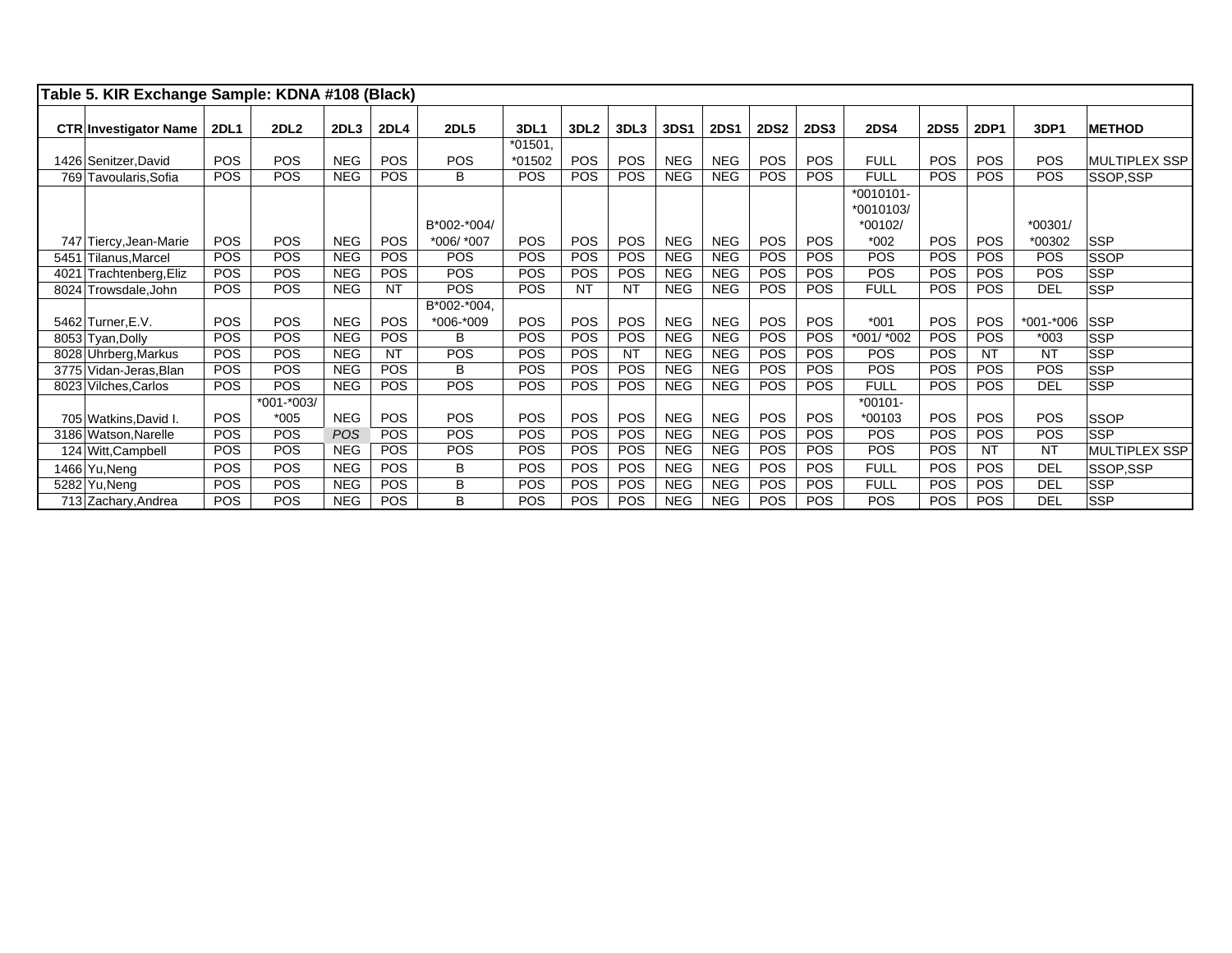**Table 5. KIR Exchange Sample: KDNA #108 (Black)**

| CTR | Investigator Name | 2DL1 | 2DL2 | 2DL3 | 2DL4 | 2DL5 | 3DL1 | 3DL2 | 3DL3 | 3DS1 | 2DS1 | 2DS2 | 2DS3 | 2DS4 | 2DS5 | 2DP1 | 3DP1 | METHOD |
|---|---|---|---|---|---|---|---|---|---|---|---|---|---|---|---|---|---|---|
| 1426 | Senitzer,David | POS | POS | NEG | POS | POS | *01501, *01502 | POS | POS | NEG | NEG | POS | POS | FULL | POS | POS | POS | MULTIPLEX SSP |
| 769 | Tavoularis,Sofia | POS | POS | NEG | POS | B | POS | POS | POS | NEG | NEG | POS | POS | FULL | POS | POS | POS | SSOP,SSP |
| 747 | Tiercy,Jean-Marie | POS | POS | NEG | POS | B*002-*004/ *006/ *007 | POS | POS | POS | NEG | NEG | POS | POS | *0010101- *0010103/ *00102/ *002 | POS | POS | *00301/ *00302 | SSP |
| 5451 | Tilanus,Marcel | POS | POS | NEG | POS | POS | POS | POS | POS | NEG | NEG | POS | POS | POS | POS | POS | POS | SSOP |
| 4021 | Trachtenberg,Eliz | POS | POS | NEG | POS | POS | POS | POS | POS | NEG | NEG | POS | POS | POS | POS | POS | POS | SSP |
| 8024 | Trowsdale,John | POS | POS | NEG | NT | POS | POS | NT | NT | NEG | NEG | POS | POS | FULL | POS | POS | DEL | SSP |
| 5462 | Turner,E.V. | POS | POS | NEG | POS | B*002-*004, *006-*009 | POS | POS | POS | NEG | NEG | POS | POS | *001 | POS | POS | *001-*006 | SSP |
| 8053 | Tyan,Dolly | POS | POS | NEG | POS | B | POS | POS | POS | NEG | NEG | POS | POS | *001/ *002 | POS | POS | *003 | SSP |
| 8028 | Uhrberg,Markus | POS | POS | NEG | NT | POS | POS | POS | NT | NEG | NEG | POS | POS | POS | POS | NT | NT | SSP |
| 3775 | Vidan-Jeras,Blan | POS | POS | NEG | POS | B | POS | POS | POS | NEG | NEG | POS | POS | POS | POS | POS | POS | SSP |
| 8023 | Vilches,Carlos | POS | POS | NEG | POS | POS | POS | POS | POS | NEG | NEG | POS | POS | FULL | POS | POS | DEL | SSP |
| 705 | Watkins,David I. | POS | *001-*003/ *005 | NEG | POS | POS | POS | POS | POS | NEG | NEG | POS | POS | *00101- *00103 | POS | POS | POS | SSOP |
| 3186 | Watson,Narelle | POS | POS | *POS* | POS | POS | POS | POS | POS | NEG | NEG | POS | POS | POS | POS | POS | POS | SSP |
| 124 | Witt,Campbell | POS | POS | NEG | POS | POS | POS | POS | POS | NEG | NEG | POS | POS | POS | POS | NT | NT | MULTIPLEX SSP |
| 1466 | Yu,Neng | POS | POS | NEG | POS | B | POS | POS | POS | NEG | NEG | POS | POS | FULL | POS | POS | DEL | SSOP,SSP |
| 5282 | Yu,Neng | POS | POS | NEG | POS | B | POS | POS | POS | NEG | NEG | POS | POS | FULL | POS | POS | DEL | SSP |
| 713 | Zachary,Andrea | POS | POS | NEG | POS | B | POS | POS | POS | NEG | NEG | POS | POS | POS | POS | POS | DEL | SSP |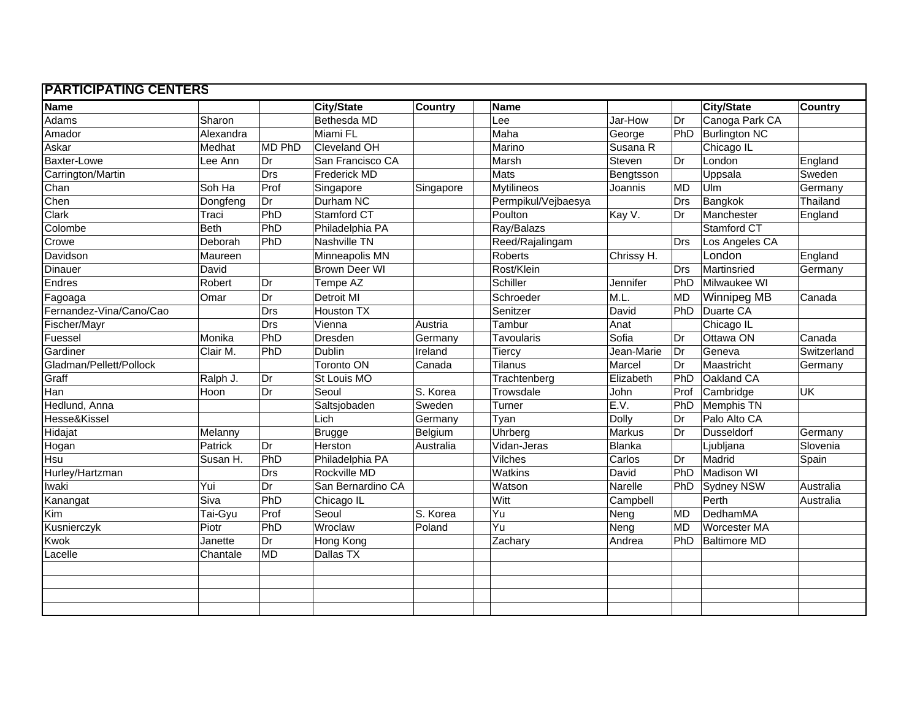**PARTICIPATING CENTERS**

| Name | | | City/State | Country | | Name | | | City/State | Country |
|---|---|---|---|---|---|---|---|---|---|---|
| Adams | Sharon | | Bethesda MD | | | Lee | Jar-How | Dr | Canoga Park CA | |
| Amador | Alexandra | | Miami FL | | | Maha | George | PhD | Burlington NC | |
| Askar | Medhat | MD PhD | Cleveland OH | | | Marino | Susana R | | Chicago IL | |
| Baxter-Lowe | Lee Ann | Dr | San Francisco CA | | | Marsh | Steven | Dr | London | England |
| Carrington/Martin | | Drs | Frederick MD | | | Mats | Bengtsson | | Uppsala | Sweden |
| Chan | Soh Ha | Prof | Singapore | Singapore | | Mytilineos | Joannis | MD | Ulm | Germany |
| Chen | Dongfeng | Dr | Durham NC | | | Permpikul/Vejbaesya | | Drs | Bangkok | Thailand |
| Clark | Traci | PhD | Stamford CT | | | Poulton | Kay V. | Dr | Manchester | England |
| Colombe | Beth | PhD | Philadelphia PA | | | Ray/Balazs | | | Stamford CT | |
| Crowe | Deborah | PhD | Nashville TN | | | Reed/Rajalingam | | Drs | Los Angeles CA | |
| Davidson | Maureen | | Minneapolis MN | | | Roberts | Chrissy H. | | London | England |
| Dinauer | David | | Brown Deer WI | | | Rost/Klein | | Drs | Martinsried | Germany |
| Endres | Robert | Dr | Tempe AZ | | | Schiller | Jennifer | PhD | Milwaukee WI | |
| Fagoaga | Omar | Dr | Detroit MI | | | Schroeder | M.L. | MD | Winnipeg MB | Canada |
| Fernandez-Vina/Cano/Cao | | Drs | Houston TX | | | Senitzer | David | PhD | Duarte CA | |
| Fischer/Mayr | | Drs | Vienna | Austria | | Tambur | Anat | | Chicago IL | |
| Fuessel | Monika | PhD | Dresden | Germany | | Tavoularis | Sofia | Dr | Ottawa ON | Canada |
| Gardiner | Clair M. | PhD | Dublin | Ireland | | Tiercy | Jean-Marie | Dr | Geneva | Switzerland |
| Gladman/Pellett/Pollock | | | Toronto ON | Canada | | Tilanus | Marcel | Dr | Maastricht | Germany |
| Graff | Ralph J. | Dr | St Louis MO | | | Trachtenberg | Elizabeth | PhD | Oakland CA | |
| Han | Hoon | Dr | Seoul | S. Korea | | Trowsdale | John | Prof | Cambridge | UK |
| Hedlund, Anna | | | Saltsjobaden | Sweden | | Turner | E.V. | PhD | Memphis TN | |
| Hesse&Kissel | | | Lich | Germany | | Tyan | Dolly | Dr | Palo Alto CA | |
| Hidajat | Melanny | | Brugge | Belgium | | Uhrberg | Markus | Dr | Dusseldorf | Germany |
| Hogan | Patrick | Dr | Herston | Australia | | Vidan-Jeras | Blanka | | Ljubljana | Slovenia |
| Hsu | Susan H. | PhD | Philadelphia PA | | | Vilches | Carlos | Dr | Madrid | Spain |
| Hurley/Hartzman | | Drs | Rockville MD | | | Watkins | David | PhD | Madison WI | |
| Iwaki | Yui | Dr | San Bernardino CA | | | Watson | Narelle | PhD | Sydney NSW | Australia |
| Kanangat | Siva | PhD | Chicago IL | | | Witt | Campbell | | Perth | Australia |
| Kim | Tai-Gyu | Prof | Seoul | S. Korea | | Yu | Neng | MD | DedhamMA | |
| Kusnierczyk | Piotr | PhD | Wroclaw | Poland | | Yu | Neng | MD | Worcester MA | |
| Kwok | Janette | Dr | Hong Kong | | | Zachary | Andrea | PhD | Baltimore MD | |
| Lacelle | Chantale | MD | Dallas TX | | | | | | | |